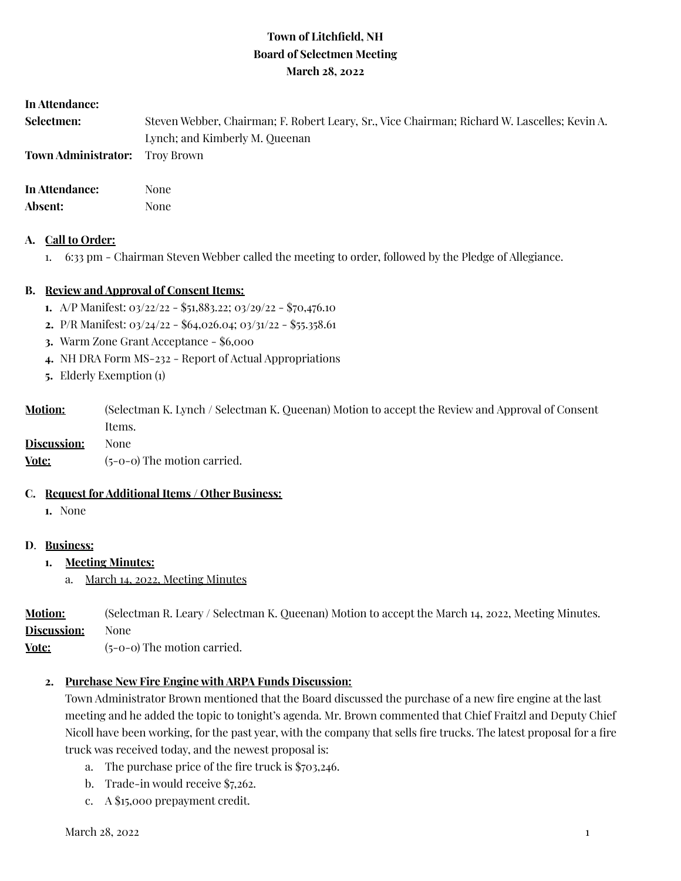**Town of Litchfield, NH**
**Board of Selectmen Meeting**
**March 28, 2022**

| | |
|---|---|
| **In Attendance:** | |
| **Selectmen:** | Steven Webber, Chairman; F. Robert Leary, Sr., Vice Chairman; Richard W. Lascelles; Kevin A. Lynch; and Kimberly M. Queenan |
| **Town Administrator:** | Troy Brown |
| **In Attendance:** | None |
| **Absent:** | None |

**A. Call to Order:**

1. 6:33 pm - Chairman Steven Webber called the meeting to order, followed by the Pledge of Allegiance.

**B. Review and Approval of Consent Items:**

1. A/P Manifest: 03/22/22 - $51,883.22; 03/29/22 - $70,476.10
2. P/R Manifest: 03/24/22 - $64,026.04; 03/31/22 - $55.358.61
3. Warm Zone Grant Acceptance - $6,000
4. NH DRA Form MS-232 - Report of Actual Appropriations
5. Elderly Exemption (1)

**Motion:** (Selectman K. Lynch / Selectman K. Queenan) Motion to accept the Review and Approval of Consent Items.
**Discussion:** None
**Vote:** (5-0-0) The motion carried.

**C. Request for Additional Items / Other Business:**

1. None

**D. Business:**

1. **Meeting Minutes:**
   a. March 14, 2022, Meeting Minutes

**Motion:** (Selectman R. Leary / Selectman K. Queenan) Motion to accept the March 14, 2022, Meeting Minutes.
**Discussion:** None
**Vote:** (5-0-0) The motion carried.

2. **Purchase New Fire Engine with ARPA Funds Discussion:**
   Town Administrator Brown mentioned that the Board discussed the purchase of a new fire engine at the last meeting and he added the topic to tonight's agenda. Mr. Brown commented that Chief Fraitzl and Deputy Chief Nicoll have been working, for the past year, with the company that sells fire trucks. The latest proposal for a fire truck was received today, and the newest proposal is:
   a. The purchase price of the fire truck is $703,246.
   b. Trade-in would receive $7,262.
   c. A $15,000 prepayment credit.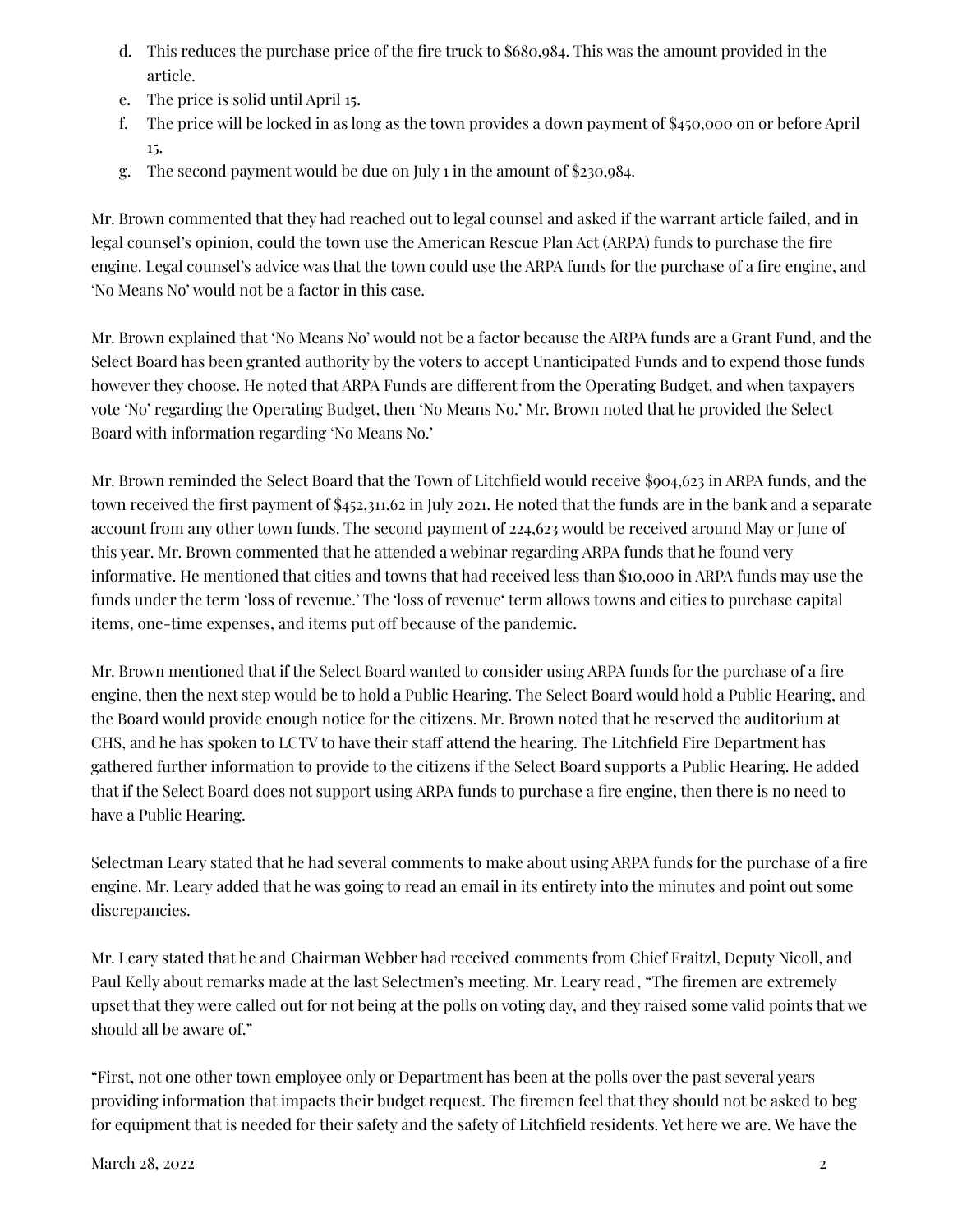d. This reduces the purchase price of the fire truck to $680,984. This was the amount provided in the article.
e. The price is solid until April 15.
f. The price will be locked in as long as the town provides a down payment of $450,000 on or before April 15.
g. The second payment would be due on July 1 in the amount of $230,984.

Mr. Brown commented that they had reached out to legal counsel and asked if the warrant article failed, and in legal counsel's opinion, could the town use the American Rescue Plan Act (ARPA) funds to purchase the fire engine. Legal counsel's advice was that the town could use the ARPA funds for the purchase of a fire engine, and 'No Means No' would not be a factor in this case.

Mr. Brown explained that 'No Means No' would not be a factor because the ARPA funds are a Grant Fund, and the Select Board has been granted authority by the voters to accept Unanticipated Funds and to expend those funds however they choose. He noted that ARPA Funds are different from the Operating Budget, and when taxpayers vote 'No' regarding the Operating Budget, then 'No Means No.' Mr. Brown noted that he provided the Select Board with information regarding 'No Means No.'

Mr. Brown reminded the Select Board that the Town of Litchfield would receive $904,623 in ARPA funds, and the town received the first payment of $452,311.62 in July 2021. He noted that the funds are in the bank and a separate account from any other town funds. The second payment of 224,623 would be received around May or June of this year. Mr. Brown commented that he attended a webinar regarding ARPA funds that he found very informative. He mentioned that cities and towns that had received less than $10,000 in ARPA funds may use the funds under the term 'loss of revenue.' The 'loss of revenue' term allows towns and cities to purchase capital items, one-time expenses, and items put off because of the pandemic.

Mr. Brown mentioned that if the Select Board wanted to consider using ARPA funds for the purchase of a fire engine, then the next step would be to hold a Public Hearing. The Select Board would hold a Public Hearing, and the Board would provide enough notice for the citizens. Mr. Brown noted that he reserved the auditorium at CHS, and he has spoken to LCTV to have their staff attend the hearing. The Litchfield Fire Department has gathered further information to provide to the citizens if the Select Board supports a Public Hearing. He added that if the Select Board does not support using ARPA funds to purchase a fire engine, then there is no need to have a Public Hearing.

Selectman Leary stated that he had several comments to make about using ARPA funds for the purchase of a fire engine. Mr. Leary added that he was going to read an email in its entirety into the minutes and point out some discrepancies.

Mr. Leary stated that he and Chairman Webber had received comments from Chief Fraitzl, Deputy Nicoll, and Paul Kelly about remarks made at the last Selectmen's meeting. Mr. Leary read , "The firemen are extremely upset that they were called out for not being at the polls on voting day, and they raised some valid points that we should all be aware of."

"First, not one other town employee only or Department has been at the polls over the past several years providing information that impacts their budget request. The firemen feel that they should not be asked to beg for equipment that is needed for their safety and the safety of Litchfield residents. Yet here we are. We have the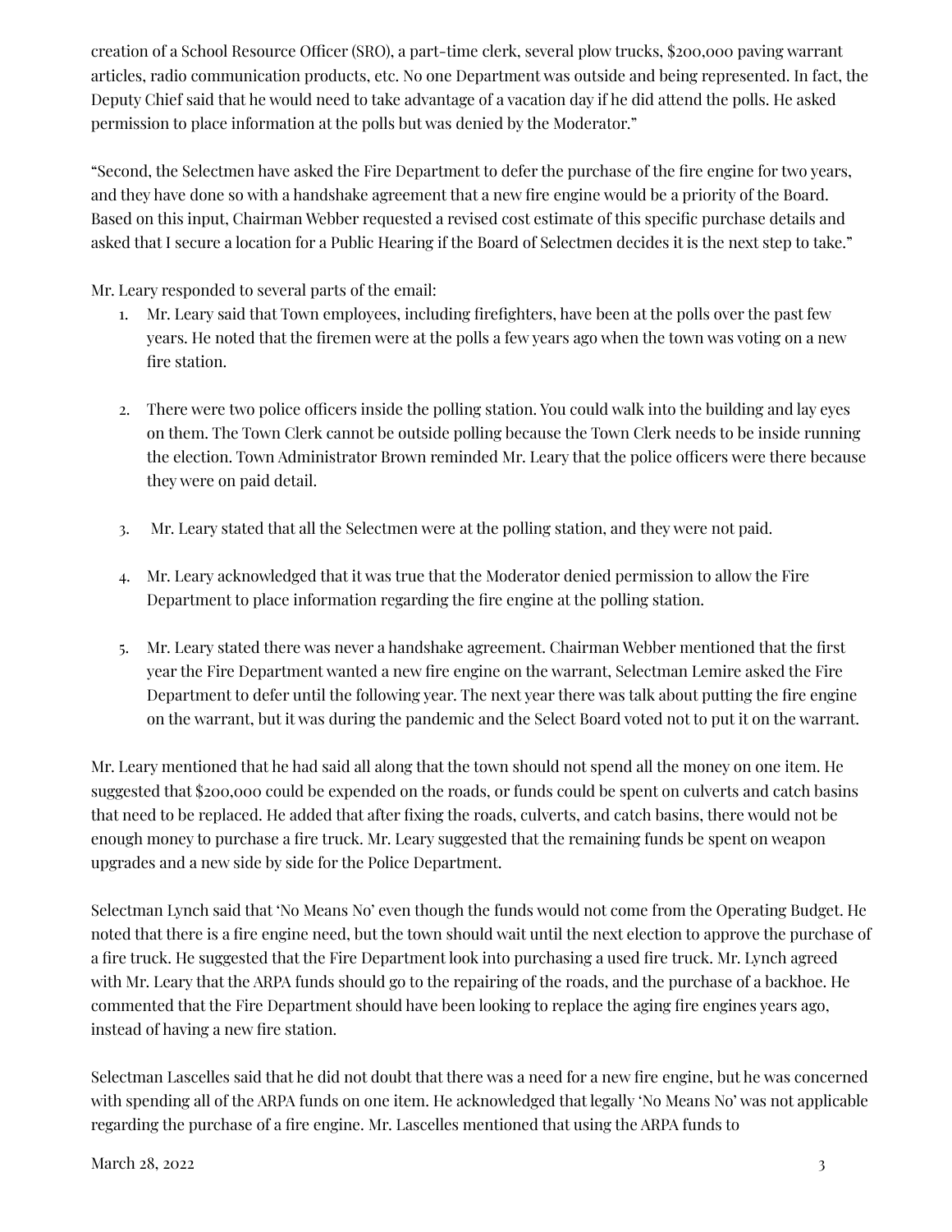creation of a School Resource Officer (SRO), a part-time clerk, several plow trucks, $200,000 paving warrant articles, radio communication products, etc. No one Department was outside and being represented. In fact, the Deputy Chief said that he would need to take advantage of a vacation day if he did attend the polls. He asked permission to place information at the polls but was denied by the Moderator."

"Second, the Selectmen have asked the Fire Department to defer the purchase of the fire engine for two years, and they have done so with a handshake agreement that a new fire engine would be a priority of the Board. Based on this input, Chairman Webber requested a revised cost estimate of this specific purchase details and asked that I secure a location for a Public Hearing if the Board of Selectmen decides it is the next step to take."

Mr. Leary responded to several parts of the email:

1. Mr. Leary said that Town employees, including firefighters, have been at the polls over the past few years. He noted that the firemen were at the polls a few years ago when the town was voting on a new fire station.

2. There were two police officers inside the polling station. You could walk into the building and lay eyes on them. The Town Clerk cannot be outside polling because the Town Clerk needs to be inside running the election. Town Administrator Brown reminded Mr. Leary that the police officers were there because they were on paid detail.

3. Mr. Leary stated that all the Selectmen were at the polling station, and they were not paid.

4. Mr. Leary acknowledged that it was true that the Moderator denied permission to allow the Fire Department to place information regarding the fire engine at the polling station.

5. Mr. Leary stated there was never a handshake agreement. Chairman Webber mentioned that the first year the Fire Department wanted a new fire engine on the warrant, Selectman Lemire asked the Fire Department to defer until the following year. The next year there was talk about putting the fire engine on the warrant, but it was during the pandemic and the Select Board voted not to put it on the warrant.

Mr. Leary mentioned that he had said all along that the town should not spend all the money on one item. He suggested that $200,000 could be expended on the roads, or funds could be spent on culverts and catch basins that need to be replaced. He added that after fixing the roads, culverts, and catch basins, there would not be enough money to purchase a fire truck. Mr. Leary suggested that the remaining funds be spent on weapon upgrades and a new side by side for the Police Department.

Selectman Lynch said that 'No Means No' even though the funds would not come from the Operating Budget. He noted that there is a fire engine need, but the town should wait until the next election to approve the purchase of a fire truck. He suggested that the Fire Department look into purchasing a used fire truck. Mr. Lynch agreed with Mr. Leary that the ARPA funds should go to the repairing of the roads, and the purchase of a backhoe. He commented that the Fire Department should have been looking to replace the aging fire engines years ago, instead of having a new fire station.

Selectman Lascelles said that he did not doubt that there was a need for a new fire engine, but he was concerned with spending all of the ARPA funds on one item. He acknowledged that legally 'No Means No' was not applicable regarding the purchase of a fire engine. Mr. Lascelles mentioned that using the ARPA funds to

March 28, 2022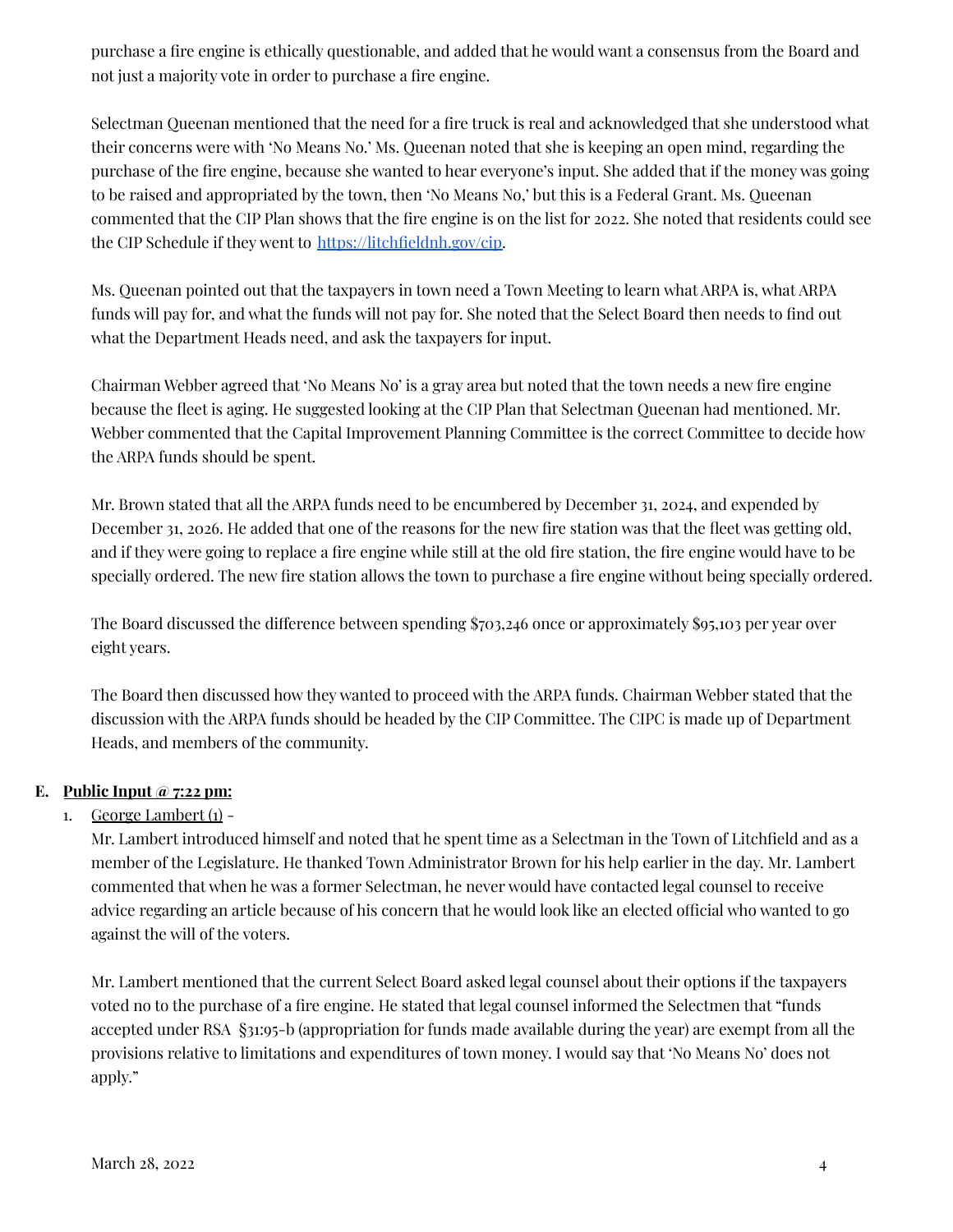purchase a fire engine is ethically questionable, and added that he would want a consensus from the Board and not just a majority vote in order to purchase a fire engine.

Selectman Queenan mentioned that the need for a fire truck is real and acknowledged that she understood what their concerns were with 'No Means No.' Ms. Queenan noted that she is keeping an open mind, regarding the purchase of the fire engine, because she wanted to hear everyone's input. She added that if the money was going to be raised and appropriated by the town, then 'No Means No,' but this is a Federal Grant. Ms. Queenan commented that the CIP Plan shows that the fire engine is on the list for 2022. She noted that residents could see the CIP Schedule if they went to [https://litchfieldnh.gov/cip](https://litchfieldnh.gov/cip).

Ms. Queenan pointed out that the taxpayers in town need a Town Meeting to learn what ARPA is, what ARPA funds will pay for, and what the funds will not pay for. She noted that the Select Board then needs to find out what the Department Heads need, and ask the taxpayers for input.

Chairman Webber agreed that 'No Means No' is a gray area but noted that the town needs a new fire engine because the fleet is aging. He suggested looking at the CIP Plan that Selectman Queenan had mentioned. Mr. Webber commented that the Capital Improvement Planning Committee is the correct Committee to decide how the ARPA funds should be spent.

Mr. Brown stated that all the ARPA funds need to be encumbered by December 31, 2024, and expended by December 31, 2026. He added that one of the reasons for the new fire station was that the fleet was getting old, and if they were going to replace a fire engine while still at the old fire station, the fire engine would have to be specially ordered. The new fire station allows the town to purchase a fire engine without being specially ordered.

The Board discussed the difference between spending $703,246 once or approximately $95,103 per year over eight years.

The Board then discussed how they wanted to proceed with the ARPA funds. Chairman Webber stated that the discussion with the ARPA funds should be headed by the CIP Committee. The CIPC is made up of Department Heads, and members of the community.

**E. Public Input @ 7:22 pm:**

1. George Lambert (1) -

   Mr. Lambert introduced himself and noted that he spent time as a Selectman in the Town of Litchfield and as a member of the Legislature. He thanked Town Administrator Brown for his help earlier in the day. Mr. Lambert commented that when he was a former Selectman, he never would have contacted legal counsel to receive advice regarding an article because of his concern that he would look like an elected official who wanted to go against the will of the voters.

   Mr. Lambert mentioned that the current Select Board asked legal counsel about their options if the taxpayers voted no to the purchase of a fire engine. He stated that legal counsel informed the Selectmen that "funds accepted under RSA §31:95-b (appropriation for funds made available during the year) are exempt from all the provisions relative to limitations and expenditures of town money. I would say that 'No Means No' does not apply."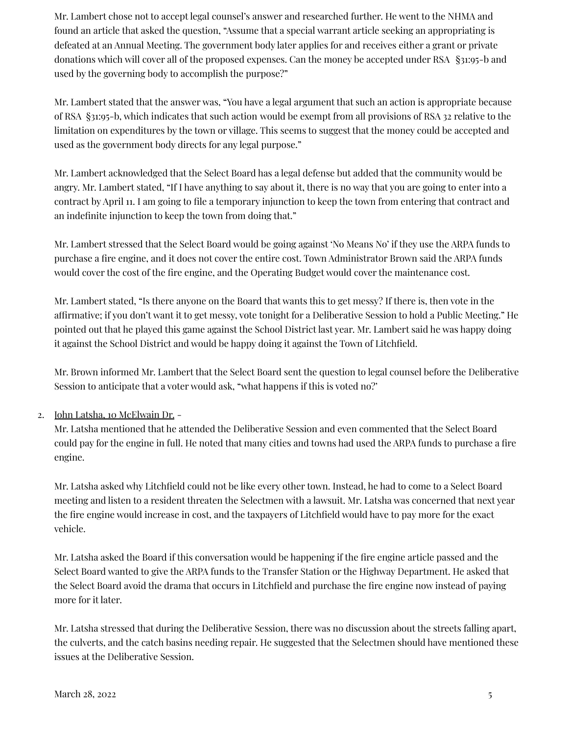Mr. Lambert chose not to accept legal counsel's answer and researched further. He went to the NHMA and found an article that asked the question, "Assume that a special warrant article seeking an appropriating is defeated at an Annual Meeting. The government body later applies for and receives either a grant or private donations which will cover all of the proposed expenses. Can the money be accepted under RSA §31:95-b and used by the governing body to accomplish the purpose?"

Mr. Lambert stated that the answer was, "You have a legal argument that such an action is appropriate because of RSA §31:95-b, which indicates that such action would be exempt from all provisions of RSA 32 relative to the limitation on expenditures by the town or village. This seems to suggest that the money could be accepted and used as the government body directs for any legal purpose."

Mr. Lambert acknowledged that the Select Board has a legal defense but added that the community would be angry. Mr. Lambert stated, "If I have anything to say about it, there is no way that you are going to enter into a contract by April 11. I am going to file a temporary injunction to keep the town from entering that contract and an indefinite injunction to keep the town from doing that."

Mr. Lambert stressed that the Select Board would be going against 'No Means No' if they use the ARPA funds to purchase a fire engine, and it does not cover the entire cost. Town Administrator Brown said the ARPA funds would cover the cost of the fire engine, and the Operating Budget would cover the maintenance cost.

Mr. Lambert stated, "Is there anyone on the Board that wants this to get messy? If there is, then vote in the affirmative; if you don't want it to get messy, vote tonight for a Deliberative Session to hold a Public Meeting." He pointed out that he played this game against the School District last year. Mr. Lambert said he was happy doing it against the School District and would be happy doing it against the Town of Litchfield.

Mr. Brown informed Mr. Lambert that the Select Board sent the question to legal counsel before the Deliberative Session to anticipate that a voter would ask, "what happens if this is voted no?'

2. John Latsha, 10 McElwain Dr. -

   Mr. Latsha mentioned that he attended the Deliberative Session and even commented that the Select Board could pay for the engine in full. He noted that many cities and towns had used the ARPA funds to purchase a fire engine.

   Mr. Latsha asked why Litchfield could not be like every other town. Instead, he had to come to a Select Board meeting and listen to a resident threaten the Selectmen with a lawsuit. Mr. Latsha was concerned that next year the fire engine would increase in cost, and the taxpayers of Litchfield would have to pay more for the exact vehicle.

   Mr. Latsha asked the Board if this conversation would be happening if the fire engine article passed and the Select Board wanted to give the ARPA funds to the Transfer Station or the Highway Department. He asked that the Select Board avoid the drama that occurs in Litchfield and purchase the fire engine now instead of paying more for it later.

   Mr. Latsha stressed that during the Deliberative Session, there was no discussion about the streets falling apart, the culverts, and the catch basins needing repair. He suggested that the Selectmen should have mentioned these issues at the Deliberative Session.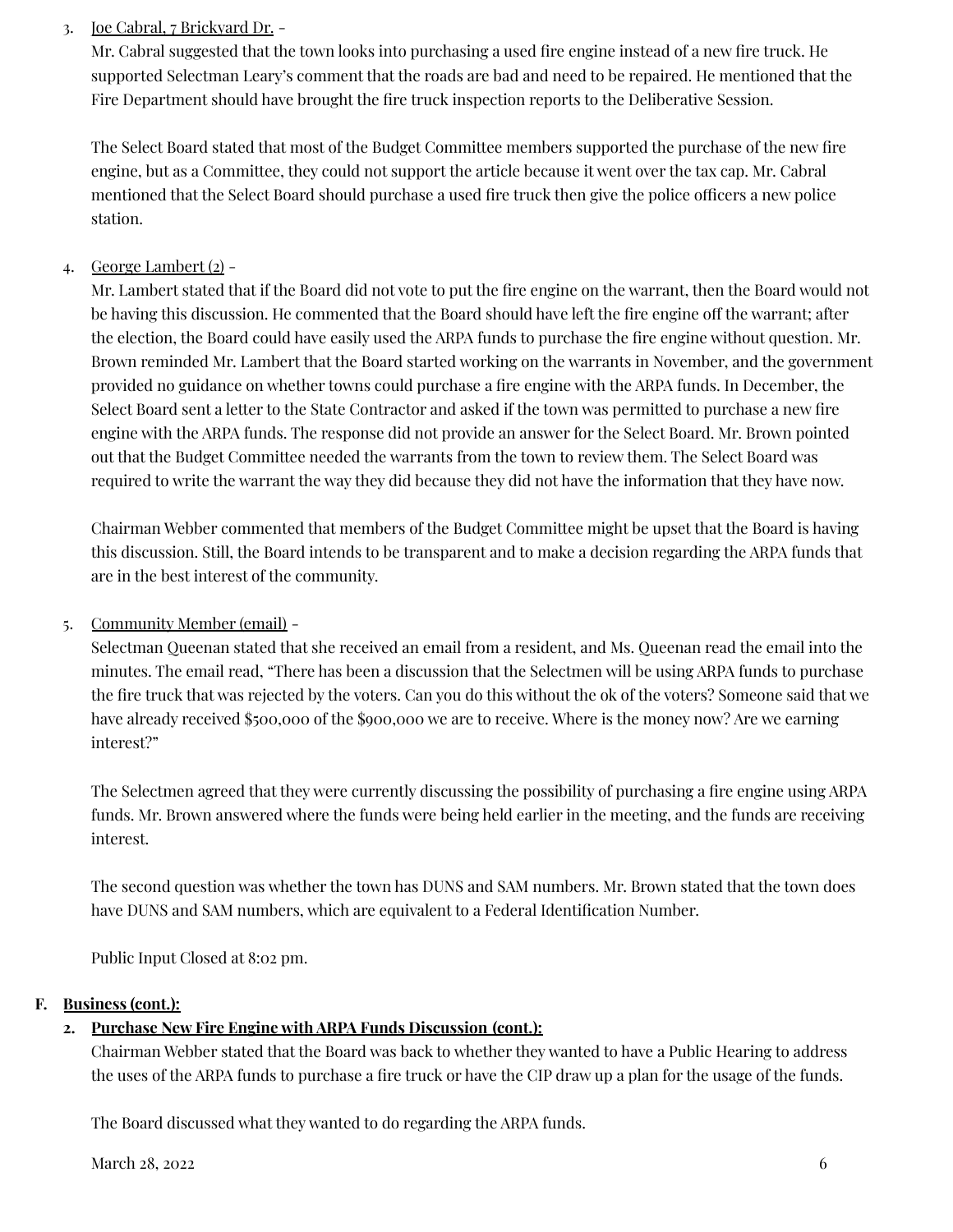3. <u>Joe Cabral, 7 Brickyard Dr.</u> –

   Mr. Cabral suggested that the town looks into purchasing a used fire engine instead of a new fire truck. He supported Selectman Leary's comment that the roads are bad and need to be repaired. He mentioned that the Fire Department should have brought the fire truck inspection reports to the Deliberative Session.

   The Select Board stated that most of the Budget Committee members supported the purchase of the new fire engine, but as a Committee, they could not support the article because it went over the tax cap. Mr. Cabral mentioned that the Select Board should purchase a used fire truck then give the police officers a new police station.

4. <u>George Lambert (2)</u> –

   Mr. Lambert stated that if the Board did not vote to put the fire engine on the warrant, then the Board would not be having this discussion. He commented that the Board should have left the fire engine off the warrant; after the election, the Board could have easily used the ARPA funds to purchase the fire engine without question. Mr. Brown reminded Mr. Lambert that the Board started working on the warrants in November, and the government provided no guidance on whether towns could purchase a fire engine with the ARPA funds. In December, the Select Board sent a letter to the State Contractor and asked if the town was permitted to purchase a new fire engine with the ARPA funds. The response did not provide an answer for the Select Board. Mr. Brown pointed out that the Budget Committee needed the warrants from the town to review them. The Select Board was required to write the warrant the way they did because they did not have the information that they have now.

   Chairman Webber commented that members of the Budget Committee might be upset that the Board is having this discussion. Still, the Board intends to be transparent and to make a decision regarding the ARPA funds that are in the best interest of the community.

5. <u>Community Member (email)</u> –

   Selectman Queenan stated that she received an email from a resident, and Ms. Queenan read the email into the minutes. The email read, "There has been a discussion that the Selectmen will be using ARPA funds to purchase the fire truck that was rejected by the voters. Can you do this without the ok of the voters? Someone said that we have already received $500,000 of the $900,000 we are to receive. Where is the money now? Are we earning interest?"

   The Selectmen agreed that they were currently discussing the possibility of purchasing a fire engine using ARPA funds. Mr. Brown answered where the funds were being held earlier in the meeting, and the funds are receiving interest.

   The second question was whether the town has DUNS and SAM numbers. Mr. Brown stated that the town does have DUNS and SAM numbers, which are equivalent to a Federal Identification Number.

   Public Input Closed at 8:02 pm.

## F. <u>Business (cont.):</u>

### 2. <u>Purchase New Fire Engine with ARPA Funds Discussion (cont.):</u>

Chairman Webber stated that the Board was back to whether they wanted to have a Public Hearing to address the uses of the ARPA funds to purchase a fire truck or have the CIP draw up a plan for the usage of the funds.

The Board discussed what they wanted to do regarding the ARPA funds.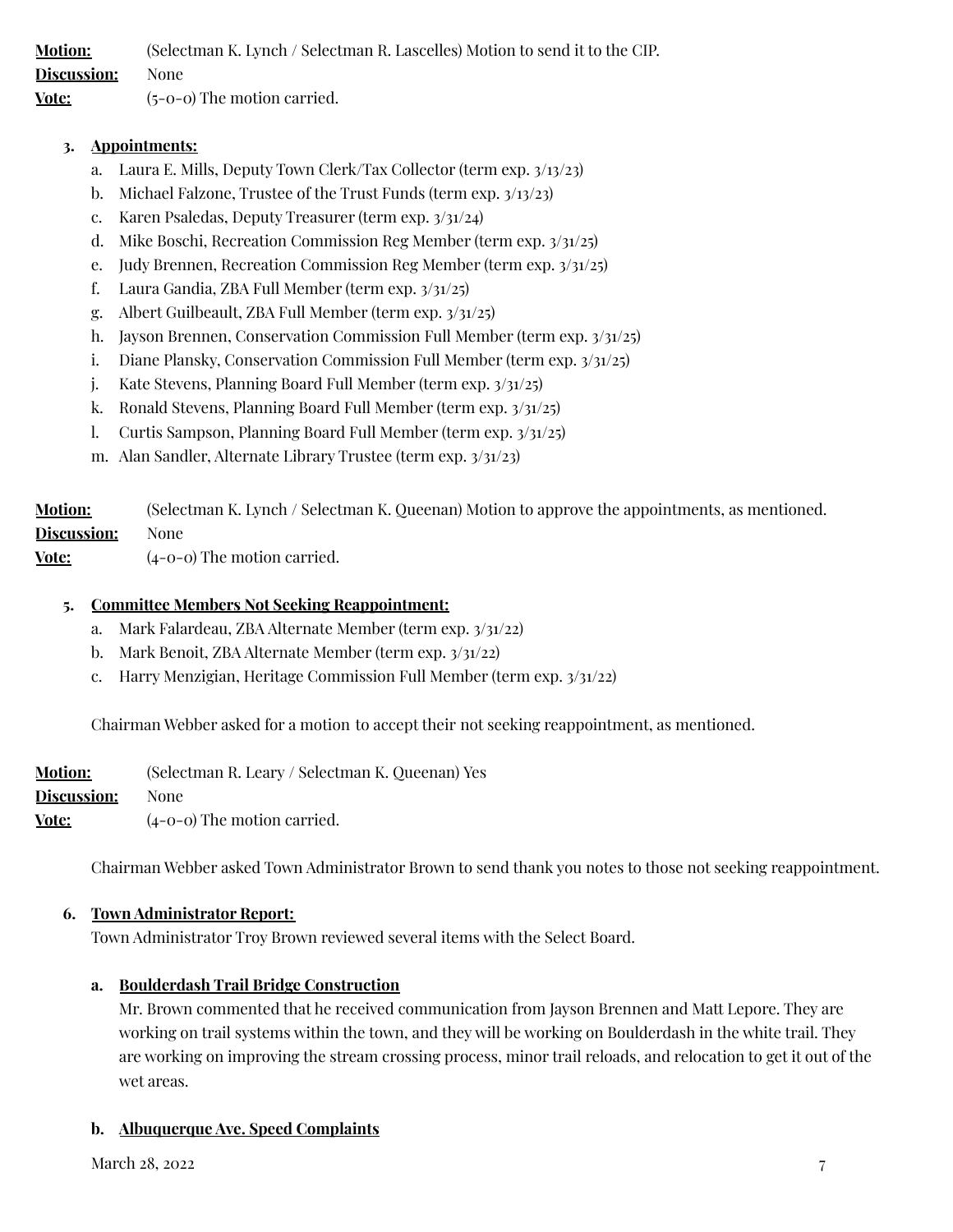**Motion:** (Selectman K. Lynch / Selectman R. Lascelles) Motion to send it to the CIP.
**Discussion:** None
**Vote:** (5-0-0) The motion carried.

3. **Appointments:**
    a. Laura E. Mills, Deputy Town Clerk/Tax Collector (term exp. 3/13/23)
    b. Michael Falzone, Trustee of the Trust Funds (term exp. 3/13/23)
    c. Karen Psaledas, Deputy Treasurer (term exp. 3/31/24)
    d. Mike Boschi, Recreation Commission Reg Member (term exp. 3/31/25)
    e. Judy Brennen, Recreation Commission Reg Member (term exp. 3/31/25)
    f. Laura Gandia, ZBA Full Member (term exp. 3/31/25)
    g. Albert Guilbeault, ZBA Full Member (term exp. 3/31/25)
    h. Jayson Brennen, Conservation Commission Full Member (term exp. 3/31/25)
    i. Diane Plansky, Conservation Commission Full Member (term exp. 3/31/25)
    j. Kate Stevens, Planning Board Full Member (term exp. 3/31/25)
    k. Ronald Stevens, Planning Board Full Member (term exp. 3/31/25)
    l. Curtis Sampson, Planning Board Full Member (term exp. 3/31/25)
    m. Alan Sandler, Alternate Library Trustee (term exp. 3/31/23)

**Motion:** (Selectman K. Lynch / Selectman K. Queenan) Motion to approve the appointments, as mentioned.
**Discussion:** None
**Vote:** (4-0-0) The motion carried.

5. **Committee Members Not Seeking Reappointment:**
    a. Mark Falardeau, ZBA Alternate Member (term exp. 3/31/22)
    b. Mark Benoit, ZBA Alternate Member (term exp. 3/31/22)
    c. Harry Menzigian, Heritage Commission Full Member (term exp. 3/31/22)

Chairman Webber asked for a motion to accept their not seeking reappointment, as mentioned.

**Motion:** (Selectman R. Leary / Selectman K. Queenan) Yes
**Discussion:** None
**Vote:** (4-0-0) The motion carried.

Chairman Webber asked Town Administrator Brown to send thank you notes to those not seeking reappointment.

6. **Town Administrator Report:**
Town Administrator Troy Brown reviewed several items with the Select Board.

    a. **Boulderdash Trail Bridge Construction**
    Mr. Brown commented that he received communication from Jayson Brennen and Matt Lepore. They are working on trail systems within the town, and they will be working on Boulderdash in the white trail. They are working on improving the stream crossing process, minor trail reloads, and relocation to get it out of the wet areas.

    b. **Albuquerque Ave. Speed Complaints**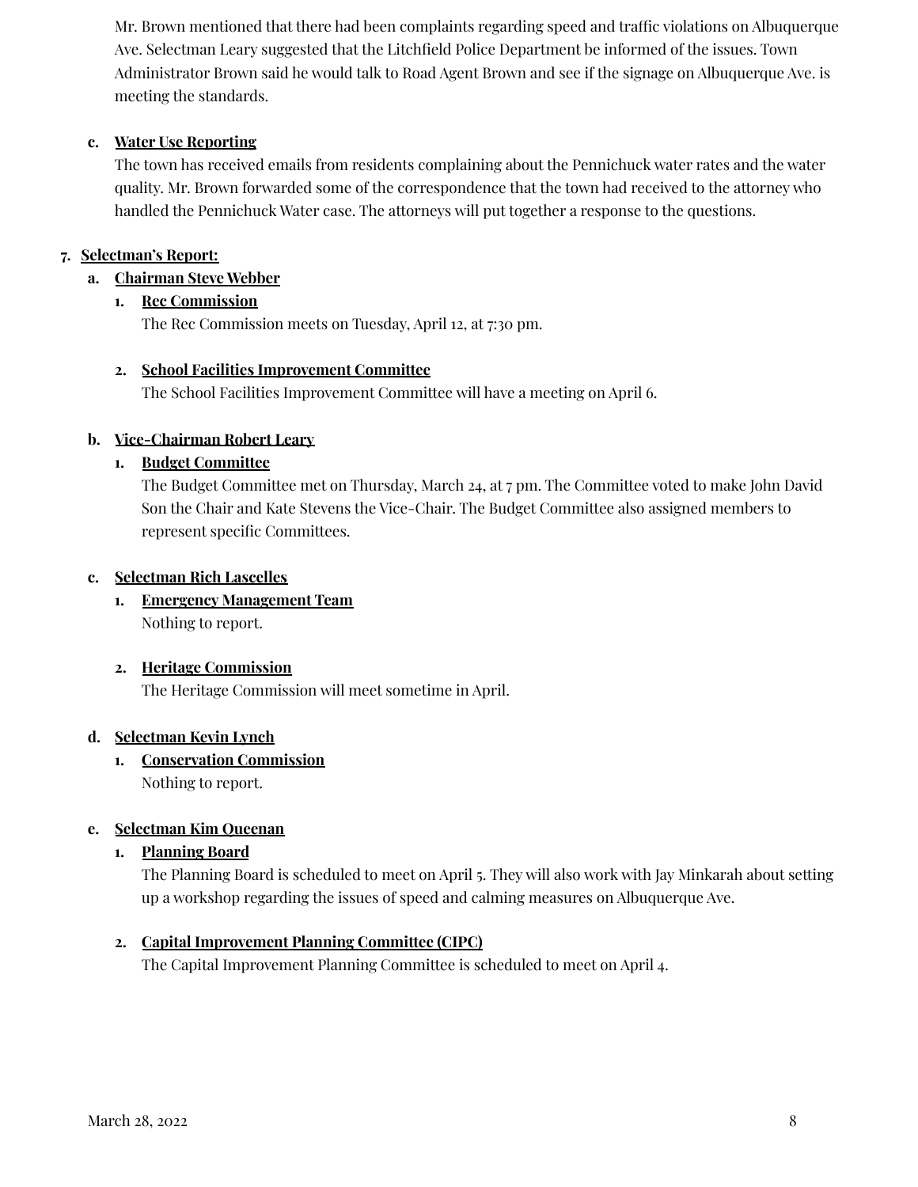Mr. Brown mentioned that there had been complaints regarding speed and traffic violations on Albuquerque Ave. Selectman Leary suggested that the Litchfield Police Department be informed of the issues. Town Administrator Brown said he would talk to Road Agent Brown and see if the signage on Albuquerque Ave. is meeting the standards.

c. **Water Use Reporting**

The town has received emails from residents complaining about the Pennichuck water rates and the water quality. Mr. Brown forwarded some of the correspondence that the town had received to the attorney who handled the Pennichuck Water case. The attorneys will put together a response to the questions.

7. **Selectman's Report:**

a. **Chairman Steve Webber**

1. **Rec Commission**

The Rec Commission meets on Tuesday, April 12, at 7:30 pm.

2. **School Facilities Improvement Committee**

The School Facilities Improvement Committee will have a meeting on April 6.

b. **Vice-Chairman Robert Leary**

1. **Budget Committee**

The Budget Committee met on Thursday, March 24, at 7 pm. The Committee voted to make John David Son the Chair and Kate Stevens the Vice-Chair. The Budget Committee also assigned members to represent specific Committees.

c. **Selectman Rich Lascelles**

1. **Emergency Management Team**

Nothing to report.

2. **Heritage Commission**

The Heritage Commission will meet sometime in April.

d. **Selectman Kevin Lynch**

1. **Conservation Commission**

Nothing to report.

e. **Selectman Kim Queenan**

1. **Planning Board**

The Planning Board is scheduled to meet on April 5. They will also work with Jay Minkarah about setting up a workshop regarding the issues of speed and calming measures on Albuquerque Ave.

2. **Capital Improvement Planning Committee (CIPC)**

The Capital Improvement Planning Committee is scheduled to meet on April 4.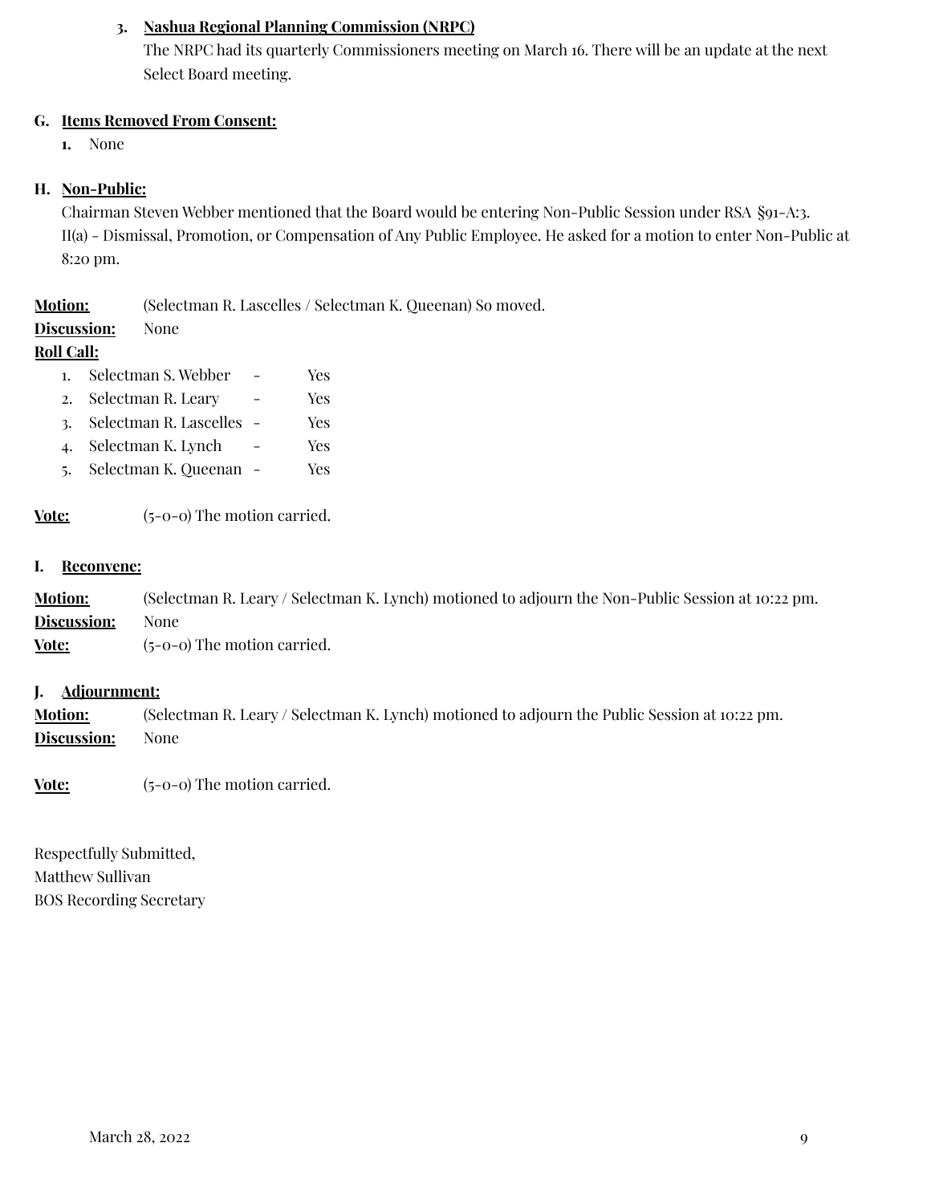3. **Nashua Regional Planning Commission (NRPC)**
   The NRPC had its quarterly Commissioners meeting on March 16. There will be an update at the next Select Board meeting.

**G. Items Removed From Consent:**

1. None

**H. Non-Public:**

Chairman Steven Webber mentioned that the Board would be entering Non-Public Session under RSA §91-A:3. II(a) - Dismissal, Promotion, or Compensation of Any Public Employee. He asked for a motion to enter Non-Public at 8:20 pm.

**Motion:** (Selectman R. Lascelles / Selectman K. Queenan) So moved.
**Discussion:** None
**Roll Call:**

1. Selectman S. Webber - Yes
2. Selectman R. Leary - Yes
3. Selectman R. Lascelles - Yes
4. Selectman K. Lynch - Yes
5. Selectman K. Queenan - Yes

**Vote:** (5-0-0) The motion carried.

**I. Reconvene:**

**Motion:** (Selectman R. Leary / Selectman K. Lynch) motioned to adjourn the Non-Public Session at 10:22 pm.
**Discussion:** None
**Vote:** (5-0-0) The motion carried.

**J. Adjournment:**

**Motion:** (Selectman R. Leary / Selectman K. Lynch) motioned to adjourn the Public Session at 10:22 pm.
**Discussion:** None

**Vote:** (5-0-0) The motion carried.

Respectfully Submitted,
Matthew Sullivan
BOS Recording Secretary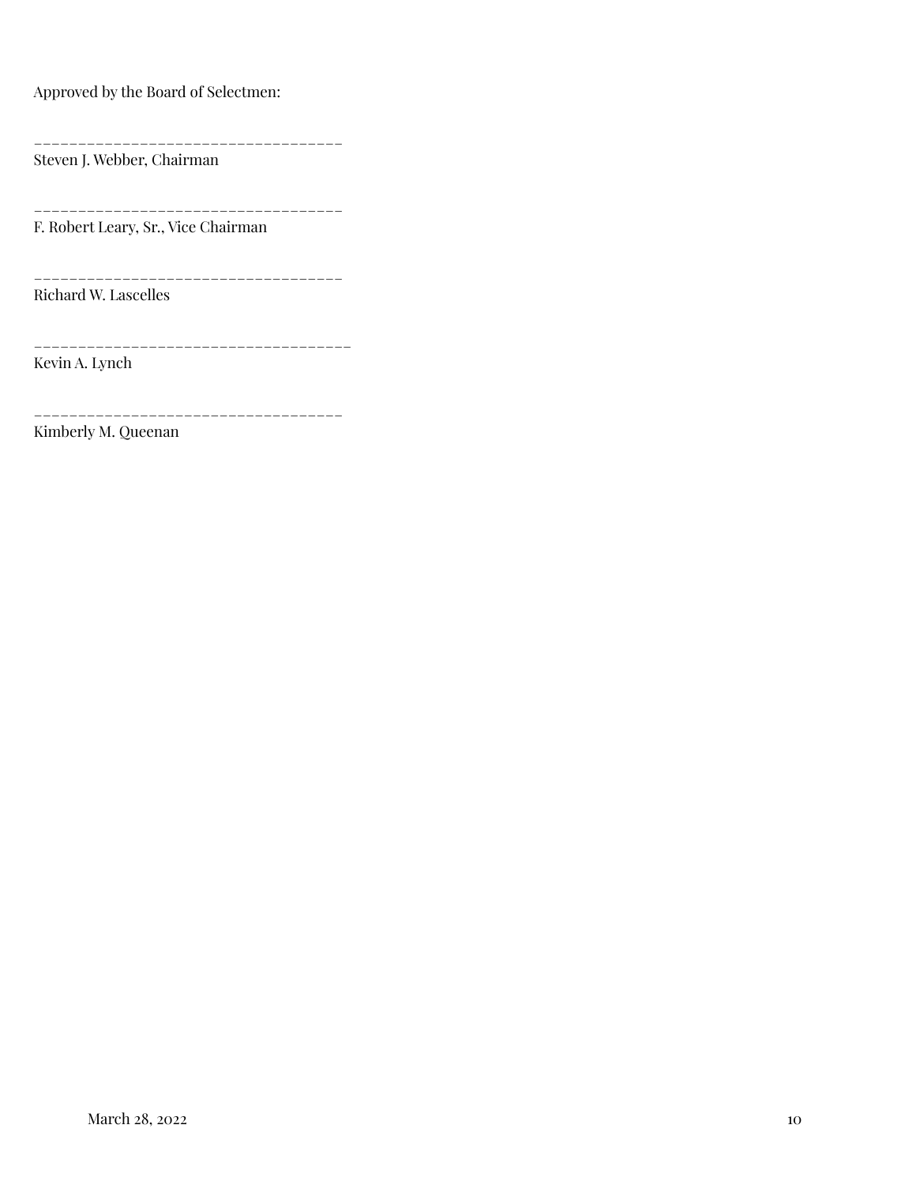Approved by the Board of Selectmen:

___________________________________
Steven J. Webber, Chairman

___________________________________
F. Robert Leary, Sr., Vice Chairman

___________________________________
Richard W. Lascelles

____________________________________
Kevin A. Lynch

___________________________________
Kimberly M. Queenan

March 28, 2022